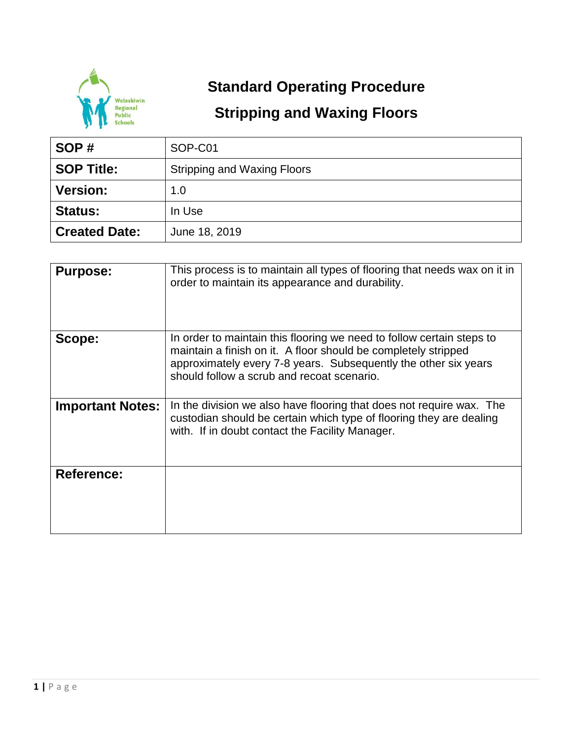# Standard Operating Procedure

## Stripping and Waxing Floors

| **SOP #** | SOP-C01 |
| --- | --- |
| **SOP Title:** | Stripping and Waxing Floors |
| **Version:** | 1.0 |
| **Status:** | In Use |
| **Created Date:** | June 18, 2019 |

| **Purpose:** | This process is to maintain all types of flooring that needs wax on it in order to maintain its appearance and durability. |
| --- | --- |
| **Scope:** | In order to maintain this flooring we need to follow certain steps to maintain a finish on it. A floor should be completely stripped approximately every 7-8 years. Subsequently the other six years should follow a scrub and recoat scenario. |
| **Important Notes:** | In the division we also have flooring that does not require wax. The custodian should be certain which type of flooring they are dealing with. If in doubt contact the Facility Manager. |
| **Reference:** | |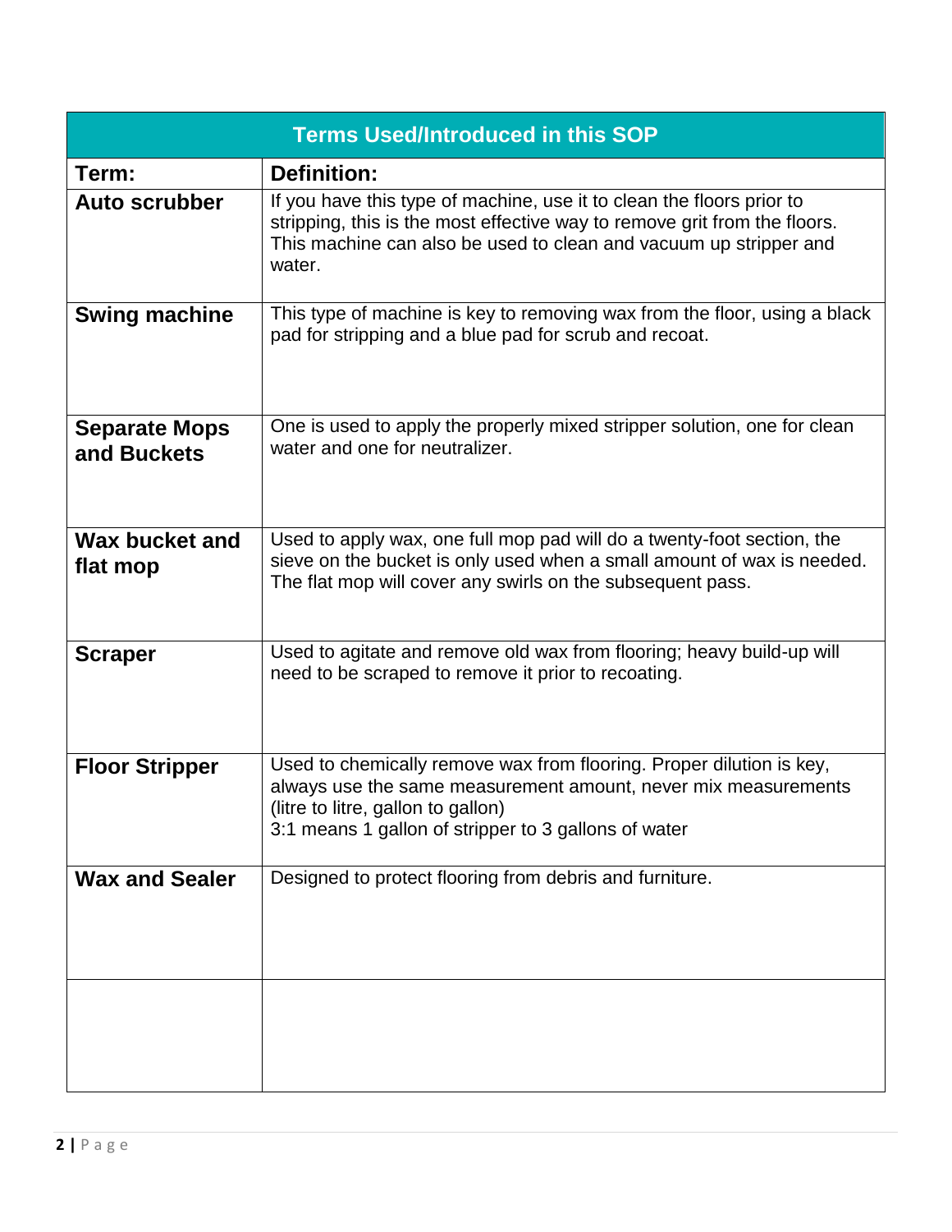| Terms Used/Introduced in this SOP | |
|---|---|
| **Term:** | **Definition:** |
| **Auto scrubber** | If you have this type of machine, use it to clean the floors prior to stripping, this is the most effective way to remove grit from the floors. This machine can also be used to clean and vacuum up stripper and water. |
| **Swing machine** | This type of machine is key to removing wax from the floor, using a black pad for stripping and a blue pad for scrub and recoat. |
| **Separate Mops and Buckets** | One is used to apply the properly mixed stripper solution, one for clean water and one for neutralizer. |
| **Wax bucket and flat mop** | Used to apply wax, one full mop pad will do a twenty-foot section, the sieve on the bucket is only used when a small amount of wax is needed. The flat mop will cover any swirls on the subsequent pass. |
| **Scraper** | Used to agitate and remove old wax from flooring; heavy build-up will need to be scraped to remove it prior to recoating. |
| **Floor Stripper** | Used to chemically remove wax from flooring. Proper dilution is key, always use the same measurement amount, never mix measurements (litre to litre, gallon to gallon)<br>3:1 means 1 gallon of stripper to 3 gallons of water |
| **Wax and Sealer** | Designed to protect flooring from debris and furniture. |
| | |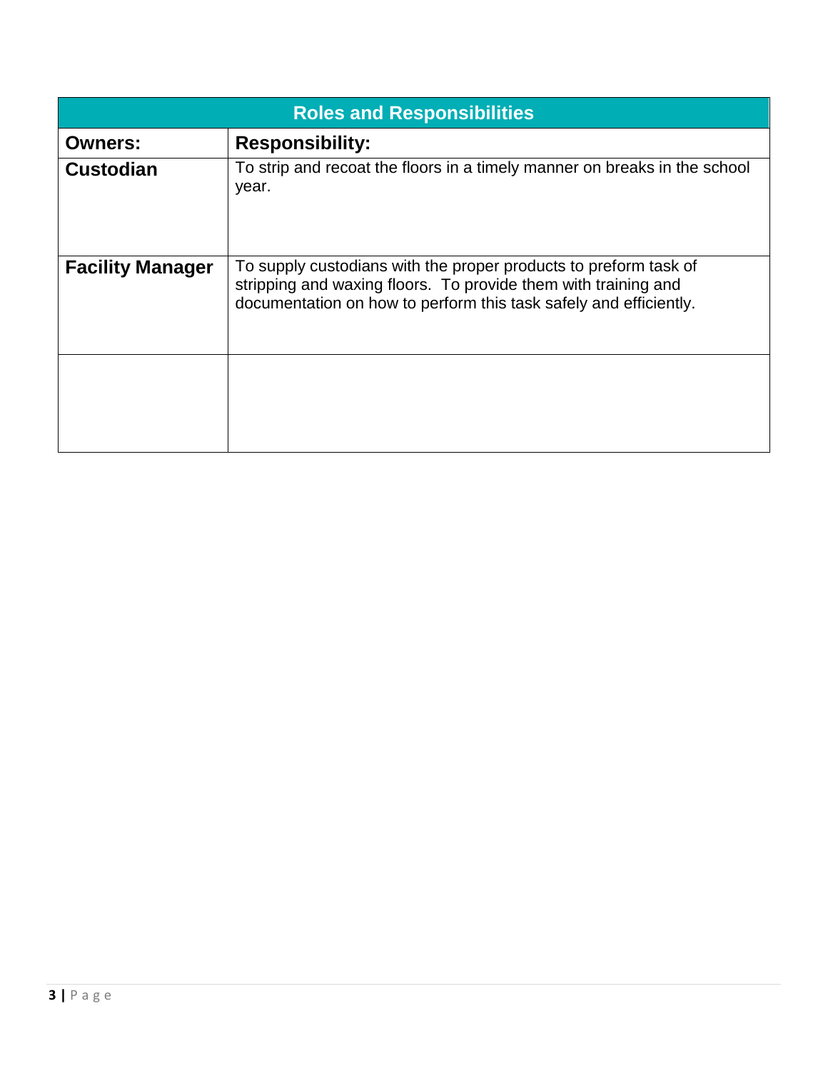| Roles and Responsibilities | |
|---|---|
| **Owners:** | **Responsibility:** |
| **Custodian** | To strip and recoat the floors in a timely manner on breaks in the school year. |
| **Facility Manager** | To supply custodians with the proper products to preform task of stripping and waxing floors. To provide them with training and documentation on how to perform this task safely and efficiently. |
| | |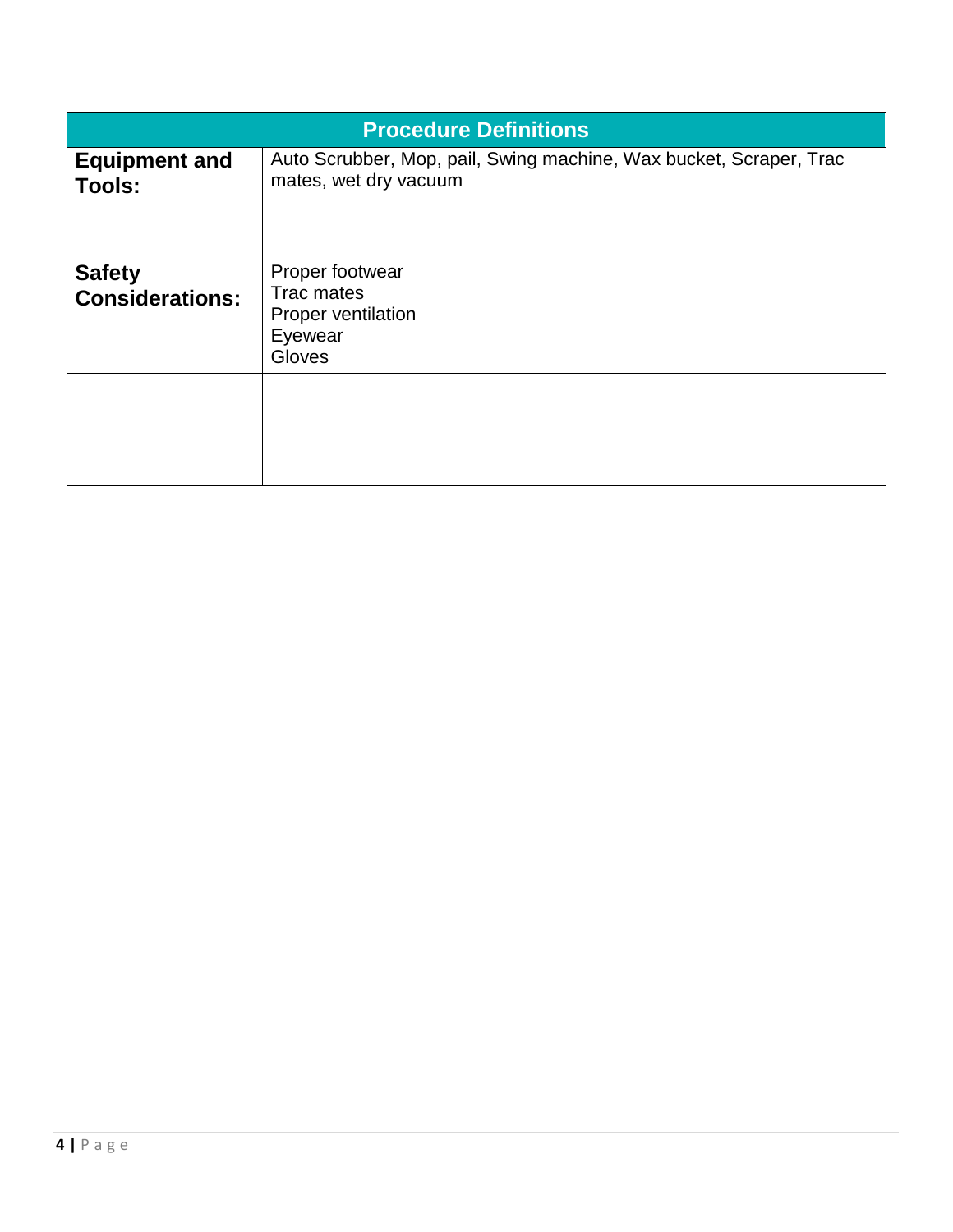| Procedure Definitions | |
|---|---|
| **Equipment and Tools:** | Auto Scrubber, Mop, pail, Swing machine, Wax bucket, Scraper, Trac mates, wet dry vacuum |
| **Safety Considerations:** | Proper footwear<br>Trac mates<br>Proper ventilation<br>Eyewear<br>Gloves |
| | |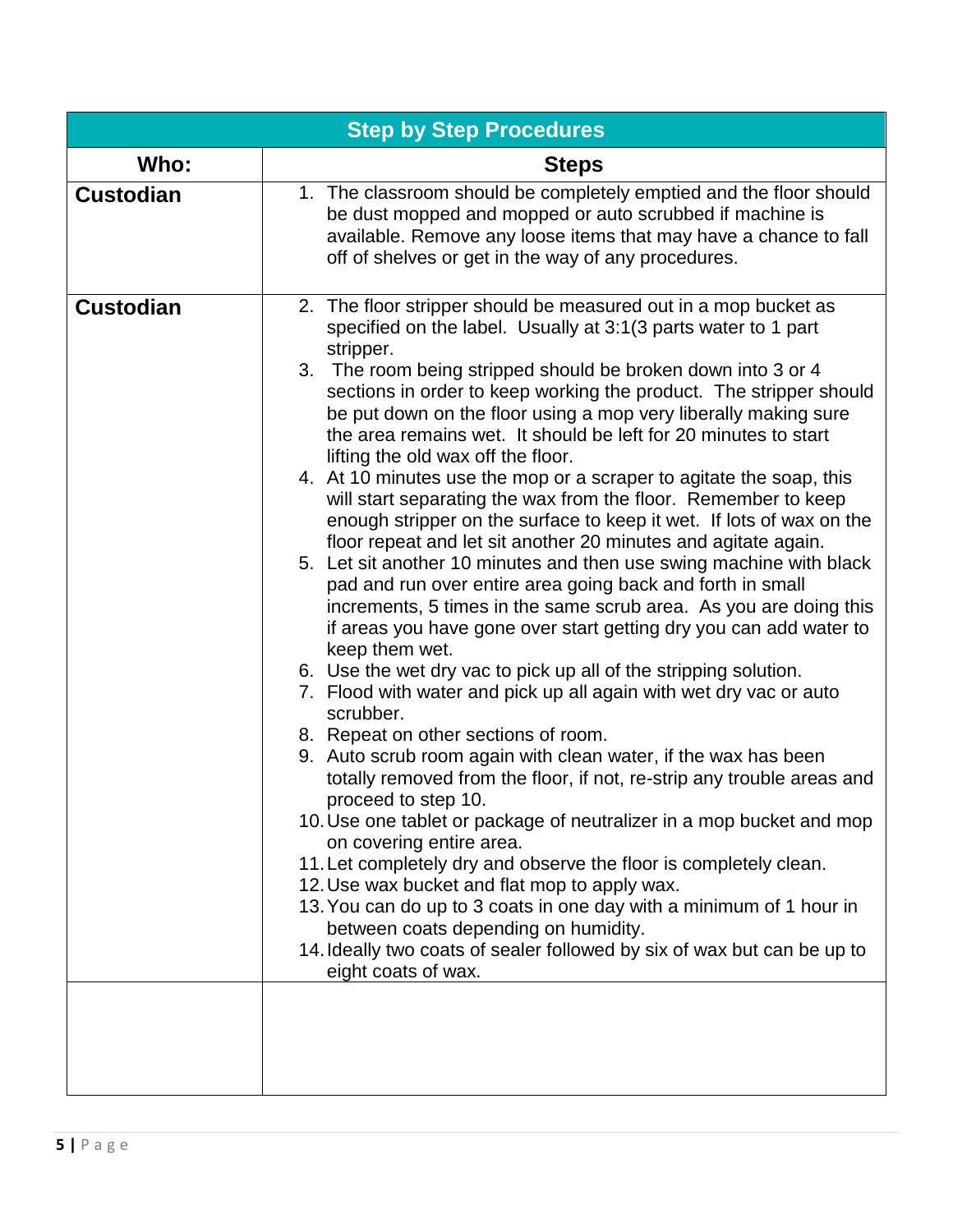| Step by Step Procedures | |
|---|---|
| **Who:** | **Steps** |
| **Custodian** | 1. The classroom should be completely emptied and the floor should be dust mopped and mopped or auto scrubbed if machine is available. Remove any loose items that may have a chance to fall off of shelves or get in the way of any procedures. |
| **Custodian** | 2. The floor stripper should be measured out in a mop bucket as specified on the label. Usually at 3:1(3 parts water to 1 part stripper.<br>3. The room being stripped should be broken down into 3 or 4 sections in order to keep working the product. The stripper should be put down on the floor using a mop very liberally making sure the area remains wet. It should be left for 20 minutes to start lifting the old wax off the floor.<br>4. At 10 minutes use the mop or a scraper to agitate the soap, this will start separating the wax from the floor. Remember to keep enough stripper on the surface to keep it wet. If lots of wax on the floor repeat and let sit another 20 minutes and agitate again.<br>5. Let sit another 10 minutes and then use swing machine with black pad and run over entire area going back and forth in small increments, 5 times in the same scrub area. As you are doing this if areas you have gone over start getting dry you can add water to keep them wet.<br>6. Use the wet dry vac to pick up all of the stripping solution.<br>7. Flood with water and pick up all again with wet dry vac or auto scrubber.<br>8. Repeat on other sections of room.<br>9. Auto scrub room again with clean water, if the wax has been totally removed from the floor, if not, re-strip any trouble areas and proceed to step 10.<br>10. Use one tablet or package of neutralizer in a mop bucket and mop on covering entire area.<br>11. Let completely dry and observe the floor is completely clean.<br>12. Use wax bucket and flat mop to apply wax.<br>13. You can do up to 3 coats in one day with a minimum of 1 hour in between coats depending on humidity.<br>14. Ideally two coats of sealer followed by six of wax but can be up to eight coats of wax. |
| | |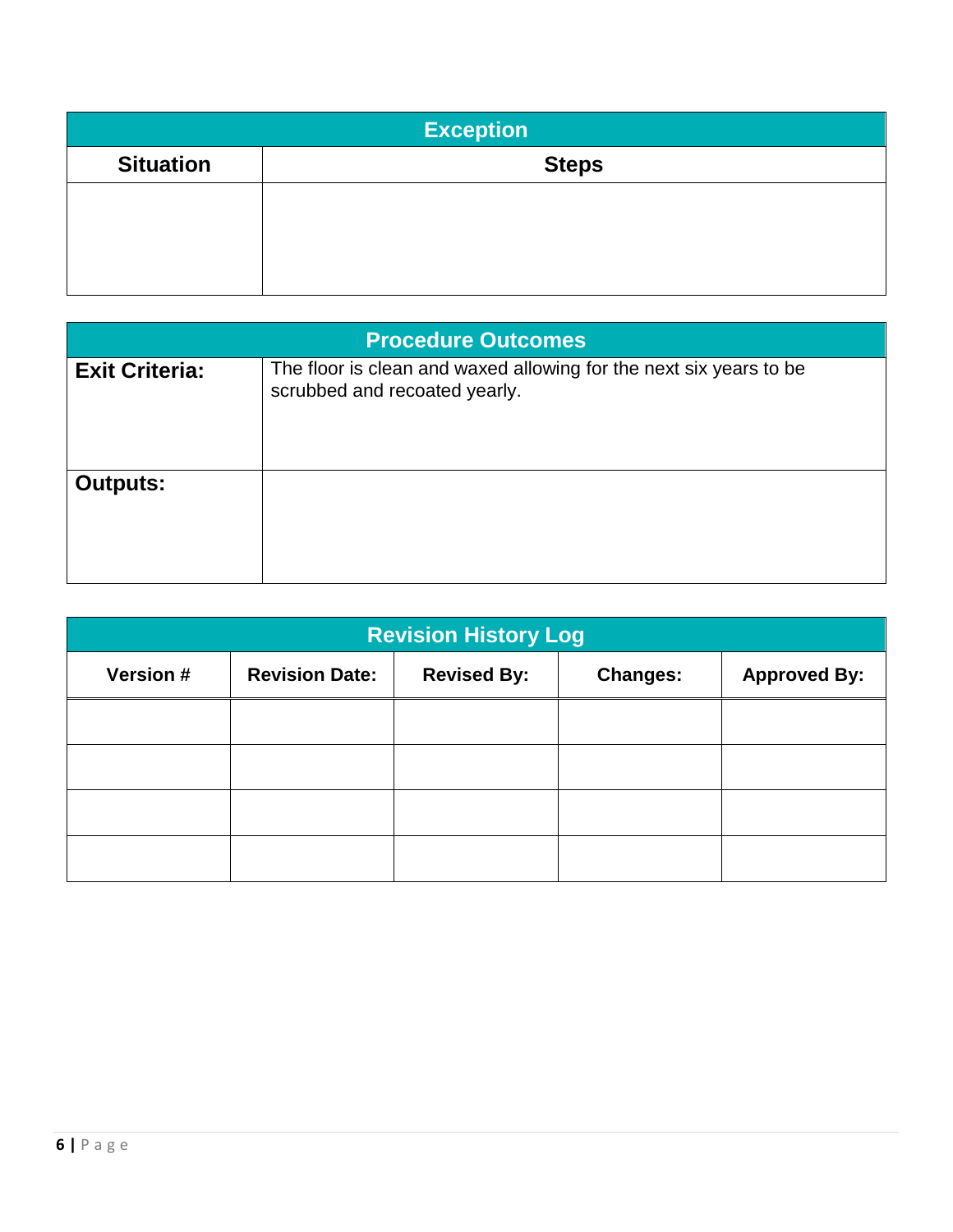| Exception | |
|---|---|
| **Situation** | **Steps** |
| | |

| Procedure Outcomes | |
|---|---|
| **Exit Criteria:** | The floor is clean and waxed allowing for the next six years to be scrubbed and recoated yearly. |
| **Outputs:** | |

| Revision History Log | | | | |
|---|---|---|---|---|
| **Version #** | **Revision Date:** | **Revised By:** | **Changes:** | **Approved By:** |
| | | | | |
| | | | | |
| | | | | |
| | | | | |